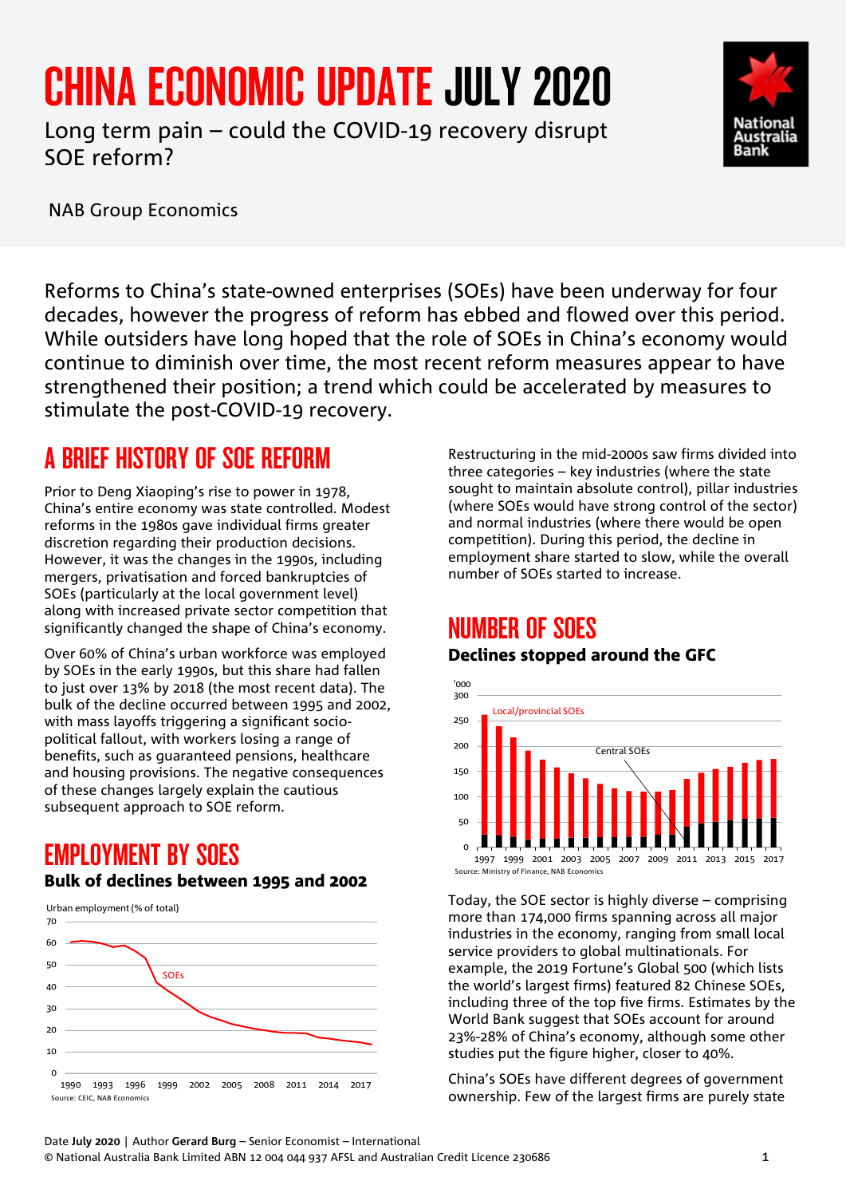# CHINA ECONOMIC UPDATE JULY 2020

Long term pain – could the COVID-19 recovery disrupt SOE reform?

NAB Group Economics

Reforms to China's state-owned enterprises (SOEs) have been underway for four decades, however the progress of reform has ebbed and flowed over this period. While outsiders have long hoped that the role of SOEs in China's economy would continue to diminish over time, the most recent reform measures appear to have strengthened their position; a trend which could be accelerated by measures to stimulate the post-COVID-19 recovery.

## A BRIEF HISTORY OF SOE REFORM

Prior to Deng Xiaoping's rise to power in 1978, China's entire economy was state controlled. Modest reforms in the 1980s gave individual firms greater discretion regarding their production decisions. However, it was the changes in the 1990s, including mergers, privatisation and forced bankruptcies of SOEs (particularly at the local government level) along with increased private sector competition that significantly changed the shape of China's economy.

Over 60% of China's urban workforce was employed by SOEs in the early 1990s, but this share had fallen to just over 13% by 2018 (the most recent data). The bulk of the decline occurred between 1995 and 2002, with mass layoffs triggering a significant socio-political fallout, with workers losing a range of benefits, such as guaranteed pensions, healthcare and housing provisions. The negative consequences of these changes largely explain the cautious subsequent approach to SOE reform.

## EMPLOYMENT BY SOES

### Bulk of declines between 1995 and 2002

Urban employment (% of total)

70
60
50
40
30
20
10
0

SOEs

1990 1993 1996 1999 2002 2005 2008 2011 2014 2017

Source: CEIC, NAB Economics

Restructuring in the mid-2000s saw firms divided into three categories – key industries (where the state sought to maintain absolute control), pillar industries (where SOEs would have strong control of the sector) and normal industries (where there would be open competition). During this period, the decline in employment share started to slow, while the overall number of SOEs started to increase.

## NUMBER OF SOES

### Declines stopped around the GFC

'000
300
250
200
150
100
50
0

Local/provincial SOEs

Central SOEs

1997 1999 2001 2003 2005 2007 2009 2011 2013 2015 2017

Source: Ministry of Finance, NAB Economics

Today, the SOE sector is highly diverse – comprising more than 174,000 firms spanning across all major industries in the economy, ranging from small local service providers to global multinationals. For example, the 2019 Fortune's Global 500 (which lists the world's largest firms) featured 82 Chinese SOEs, including three of the top five firms. Estimates by the World Bank suggest that SOEs account for around 23%-28% of China's economy, although some other studies put the figure higher, closer to 40%.

China's SOEs have different degrees of government ownership. Few of the largest firms are purely state

Date **July 2020** | Author **Gerard Burg** – Senior Economist – International
© National Australia Bank Limited ABN 12 004 044 937 AFSL and Australian Credit Licence 230686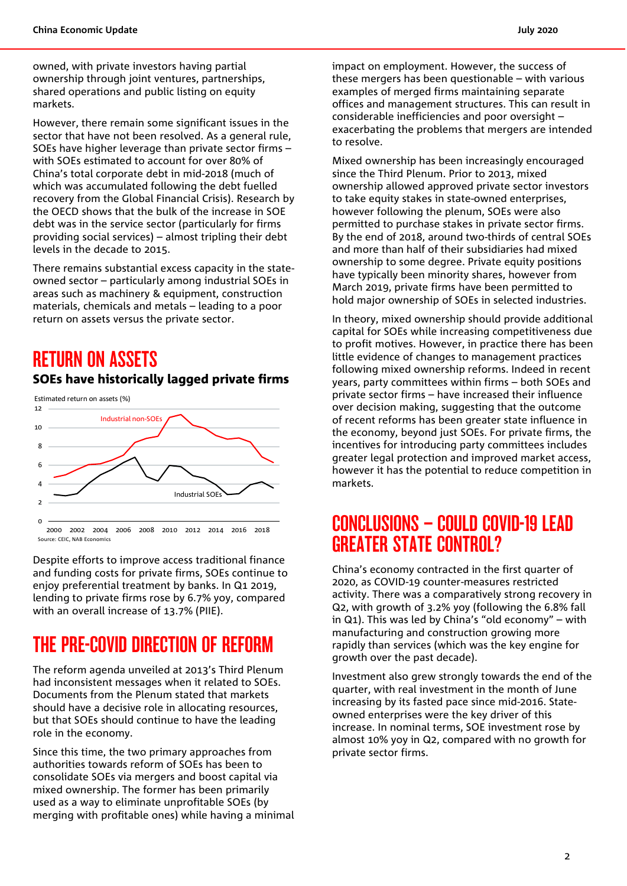owned, with private investors having partial ownership through joint ventures, partnerships, shared operations and public listing on equity markets.

However, there remain some significant issues in the sector that have not been resolved. As a general rule, SOEs have higher leverage than private sector firms – with SOEs estimated to account for over 80% of China's total corporate debt in mid-2018 (much of which was accumulated following the debt fuelled recovery from the Global Financial Crisis). Research by the OECD shows that the bulk of the increase in SOE debt was in the service sector (particularly for firms providing social services) – almost tripling their debt levels in the decade to 2015.

There remains substantial excess capacity in the state-owned sector – particularly among industrial SOEs in areas such as machinery & equipment, construction materials, chemicals and metals – leading to a poor return on assets versus the private sector.

## RETURN ON ASSETS

### SOEs have historically lagged private firms

Estimated return on assets (%)

Industrial non-SOEs

Industrial SOEs

0 2 4 6 8 10 12

2000 2002 2004 2006 2008 2010 2012 2014 2016 2018

Source: CEIC, NAB Economics

Despite efforts to improve access traditional finance and funding costs for private firms, SOEs continue to enjoy preferential treatment by banks. In Q1 2019, lending to private firms rose by 6.7% yoy, compared with an overall increase of 13.7% (PIIE).

## THE PRE-COVID DIRECTION OF REFORM

The reform agenda unveiled at 2013's Third Plenum had inconsistent messages when it related to SOEs. Documents from the Plenum stated that markets should have a decisive role in allocating resources, but that SOEs should continue to have the leading role in the economy.

Since this time, the two primary approaches from authorities towards reform of SOEs has been to consolidate SOEs via mergers and boost capital via mixed ownership. The former has been primarily used as a way to eliminate unprofitable SOEs (by merging with profitable ones) while having a minimal impact on employment. However, the success of these mergers has been questionable – with various examples of merged firms maintaining separate offices and management structures. This can result in considerable inefficiencies and poor oversight – exacerbating the problems that mergers are intended to resolve.

Mixed ownership has been increasingly encouraged since the Third Plenum. Prior to 2013, mixed ownership allowed approved private sector investors to take equity stakes in state-owned enterprises, however following the plenum, SOEs were also permitted to purchase stakes in private sector firms. By the end of 2018, around two-thirds of central SOEs and more than half of their subsidiaries had mixed ownership to some degree. Private equity positions have typically been minority shares, however from March 2019, private firms have been permitted to hold major ownership of SOEs in selected industries.

In theory, mixed ownership should provide additional capital for SOEs while increasing competitiveness due to profit motives. However, in practice there has been little evidence of changes to management practices following mixed ownership reforms. Indeed in recent years, party committees within firms – both SOEs and private sector firms – have increased their influence over decision making, suggesting that the outcome of recent reforms has been greater state influence in the economy, beyond just SOEs. For private firms, the incentives for introducing party committees includes greater legal protection and improved market access, however it has the potential to reduce competition in markets.

## CONCLUSIONS – COULD COVID-19 LEAD GREATER STATE CONTROL?

China's economy contracted in the first quarter of 2020, as COVID-19 counter-measures restricted activity. There was a comparatively strong recovery in Q2, with growth of 3.2% yoy (following the 6.8% fall in Q1). This was led by China's "old economy" – with manufacturing and construction growing more rapidly than services (which was the key engine for growth over the past decade).

Investment also grew strongly towards the end of the quarter, with real investment in the month of June increasing by its fasted pace since mid-2016. State-owned enterprises were the key driver of this increase. In nominal terms, SOE investment rose by almost 10% yoy in Q2, compared with no growth for private sector firms.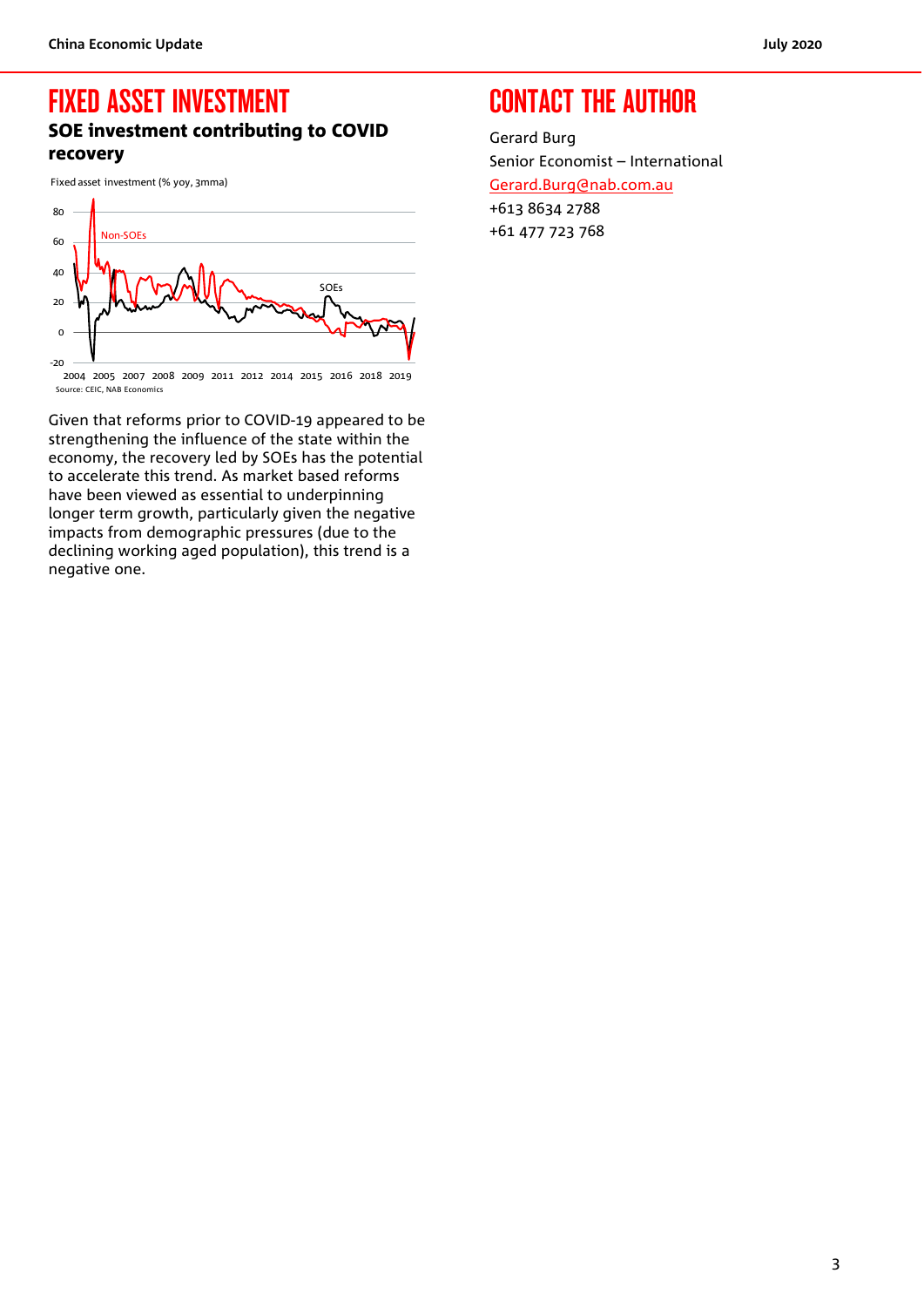## FIXED ASSET INVESTMENT

### SOE investment contributing to COVID recovery

Fixed asset investment (% yoy, 3mma)

80
60
40
20
0
-20

Non-SOEs
SOEs

2004 2005 2007 2008 2009 2011 2012 2014 2015 2016 2018 2019

Source: CEIC, NAB Economics

Given that reforms prior to COVID-19 appeared to be strengthening the influence of the state within the economy, the recovery led by SOEs has the potential to accelerate this trend. As market based reforms have been viewed as essential to underpinning longer term growth, particularly given the negative impacts from demographic pressures (due to the declining working aged population), this trend is a negative one.

## CONTACT THE AUTHOR

Gerard Burg
Senior Economist – International
Gerard.Burg@nab.com.au
+613 8634 2788
+61 477 723 768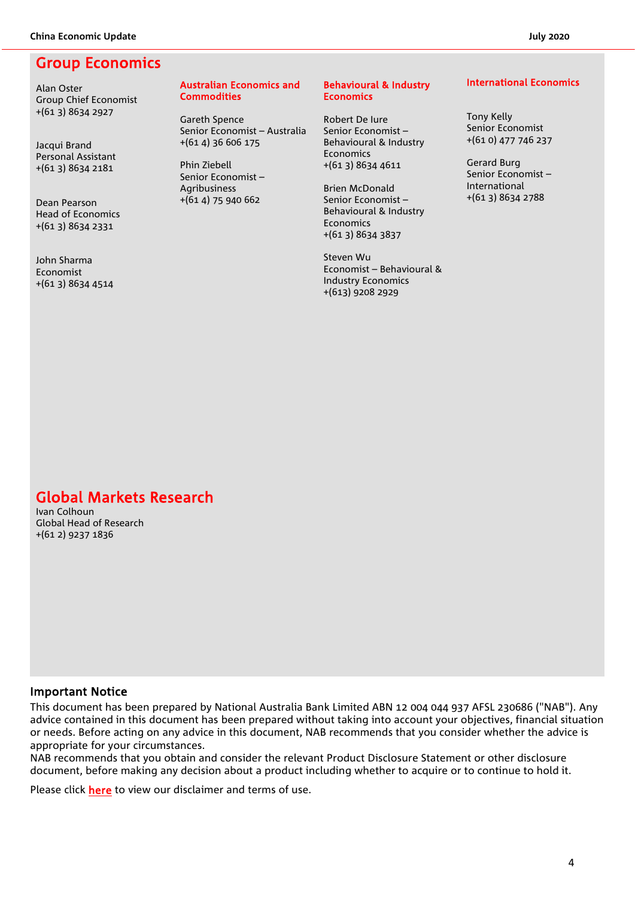# Group Economics

Alan Oster
Group Chief Economist
+(61 3) 8634 2927

Jacqui Brand
Personal Assistant
+(61 3) 8634 2181

Dean Pearson
Head of Economics
+(61 3) 8634 2331

John Sharma
Economist
+(61 3) 8634 4514

## Australian Economics and Commodities

Gareth Spence
Senior Economist – Australia
+(61 4) 36 606 175

Phin Ziebell
Senior Economist – Agribusiness
+(61 4) 75 940 662

## Behavioural & Industry Economics

Robert De Iure
Senior Economist – Behavioural & Industry Economics
+(61 3) 8634 4611

Brien McDonald
Senior Economist – Behavioural & Industry Economics
+(61 3) 8634 3837

Steven Wu
Economist – Behavioural & Industry Economics
+(613) 9208 2929

## International Economics

Tony Kelly
Senior Economist
+(61 0) 477 746 237

Gerard Burg
Senior Economist – International
+(61 3) 8634 2788

# Global Markets Research

Ivan Colhoun
Global Head of Research
+(61 2) 9237 1836

## Important Notice

This document has been prepared by National Australia Bank Limited ABN 12 004 044 937 AFSL 230686 ("NAB"). Any advice contained in this document has been prepared without taking into account your objectives, financial situation or needs. Before acting on any advice in this document, NAB recommends that you consider whether the advice is appropriate for your circumstances.
NAB recommends that you obtain and consider the relevant Product Disclosure Statement or other disclosure document, before making any decision about a product including whether to acquire or to continue to hold it.

Please click **here** to view our disclaimer and terms of use.